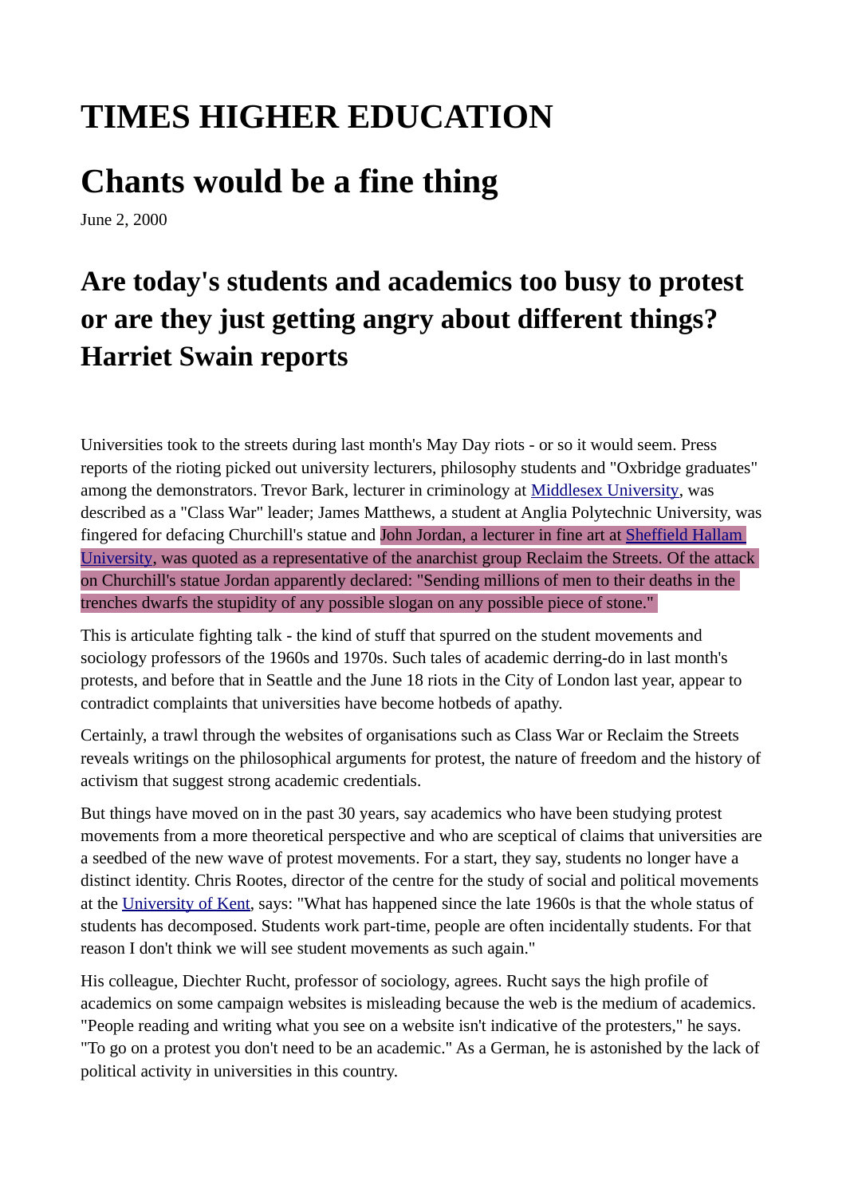# TIMES HIGHER EDUCATION

# Chants would be a fine thing

June 2, 2000

## Are today's students and academics too busy to protest or are they just getting angry about different things? Harriet Swain reports

Universities took to the streets during last month's May Day riots - or so it would seem. Press reports of the rioting picked out university lecturers, philosophy students and "Oxbridge graduates" among the demonstrators. Trevor Bark, lecturer in criminology at Middlesex University, was described as a "Class War" leader; James Matthews, a student at Anglia Polytechnic University, was fingered for defacing Churchill's statue and John Jordan, a lecturer in fine art at Sheffield Hallam University, was quoted as a representative of the anarchist group Reclaim the Streets. Of the attack on Churchill's statue Jordan apparently declared: "Sending millions of men to their deaths in the trenches dwarfs the stupidity of any possible slogan on any possible piece of stone."

This is articulate fighting talk - the kind of stuff that spurred on the student movements and sociology professors of the 1960s and 1970s. Such tales of academic derring-do in last month's protests, and before that in Seattle and the June 18 riots in the City of London last year, appear to contradict complaints that universities have become hotbeds of apathy.

Certainly, a trawl through the websites of organisations such as Class War or Reclaim the Streets reveals writings on the philosophical arguments for protest, the nature of freedom and the history of activism that suggest strong academic credentials.

But things have moved on in the past 30 years, say academics who have been studying protest movements from a more theoretical perspective and who are sceptical of claims that universities are a seedbed of the new wave of protest movements. For a start, they say, students no longer have a distinct identity. Chris Rootes, director of the centre for the study of social and political movements at the University of Kent, says: "What has happened since the late 1960s is that the whole status of students has decomposed. Students work part-time, people are often incidentally students. For that reason I don't think we will see student movements as such again."

His colleague, Diechter Rucht, professor of sociology, agrees. Rucht says the high profile of academics on some campaign websites is misleading because the web is the medium of academics. "People reading and writing what you see on a website isn't indicative of the protesters," he says. "To go on a protest you don't need to be an academic." As a German, he is astonished by the lack of political activity in universities in this country.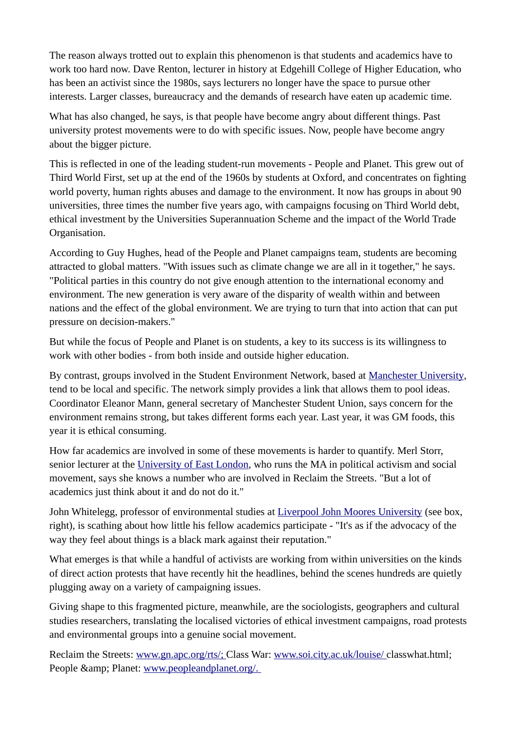The reason always trotted out to explain this phenomenon is that students and academics have to work too hard now. Dave Renton, lecturer in history at Edgehill College of Higher Education, who has been an activist since the 1980s, says lecturers no longer have the space to pursue other interests. Larger classes, bureaucracy and the demands of research have eaten up academic time.

What has also changed, he says, is that people have become angry about different things. Past university protest movements were to do with specific issues. Now, people have become angry about the bigger picture.

This is reflected in one of the leading student-run movements - People and Planet. This grew out of Third World First, set up at the end of the 1960s by students at Oxford, and concentrates on fighting world poverty, human rights abuses and damage to the environment. It now has groups in about 90 universities, three times the number five years ago, with campaigns focusing on Third World debt, ethical investment by the Universities Superannuation Scheme and the impact of the World Trade Organisation.

According to Guy Hughes, head of the People and Planet campaigns team, students are becoming attracted to global matters. "With issues such as climate change we are all in it together," he says. "Political parties in this country do not give enough attention to the international economy and environment. The new generation is very aware of the disparity of wealth within and between nations and the effect of the global environment. We are trying to turn that into action that can put pressure on decision-makers."

But while the focus of People and Planet is on students, a key to its success is its willingness to work with other bodies - from both inside and outside higher education.

By contrast, groups involved in the Student Environment Network, based at Manchester University, tend to be local and specific. The network simply provides a link that allows them to pool ideas. Coordinator Eleanor Mann, general secretary of Manchester Student Union, says concern for the environment remains strong, but takes different forms each year. Last year, it was GM foods, this year it is ethical consuming.

How far academics are involved in some of these movements is harder to quantify. Merl Storr, senior lecturer at the University of East London, who runs the MA in political activism and social movement, says she knows a number who are involved in Reclaim the Streets. "But a lot of academics just think about it and do not do it."

John Whitelegg, professor of environmental studies at Liverpool John Moores University (see box, right), is scathing about how little his fellow academics participate - "It's as if the advocacy of the way they feel about things is a black mark against their reputation."

What emerges is that while a handful of activists are working from within universities on the kinds of direct action protests that have recently hit the headlines, behind the scenes hundreds are quietly plugging away on a variety of campaigning issues.

Giving shape to this fragmented picture, meanwhile, are the sociologists, geographers and cultural studies researchers, translating the localised victories of ethical investment campaigns, road protests and environmental groups into a genuine social movement.

Reclaim the Streets: www.gn.apc.org/rts/; Class War: www.soi.city.ac.uk/louise/ classwhat.html; People &amp; Planet: www.peopleandplanet.org/.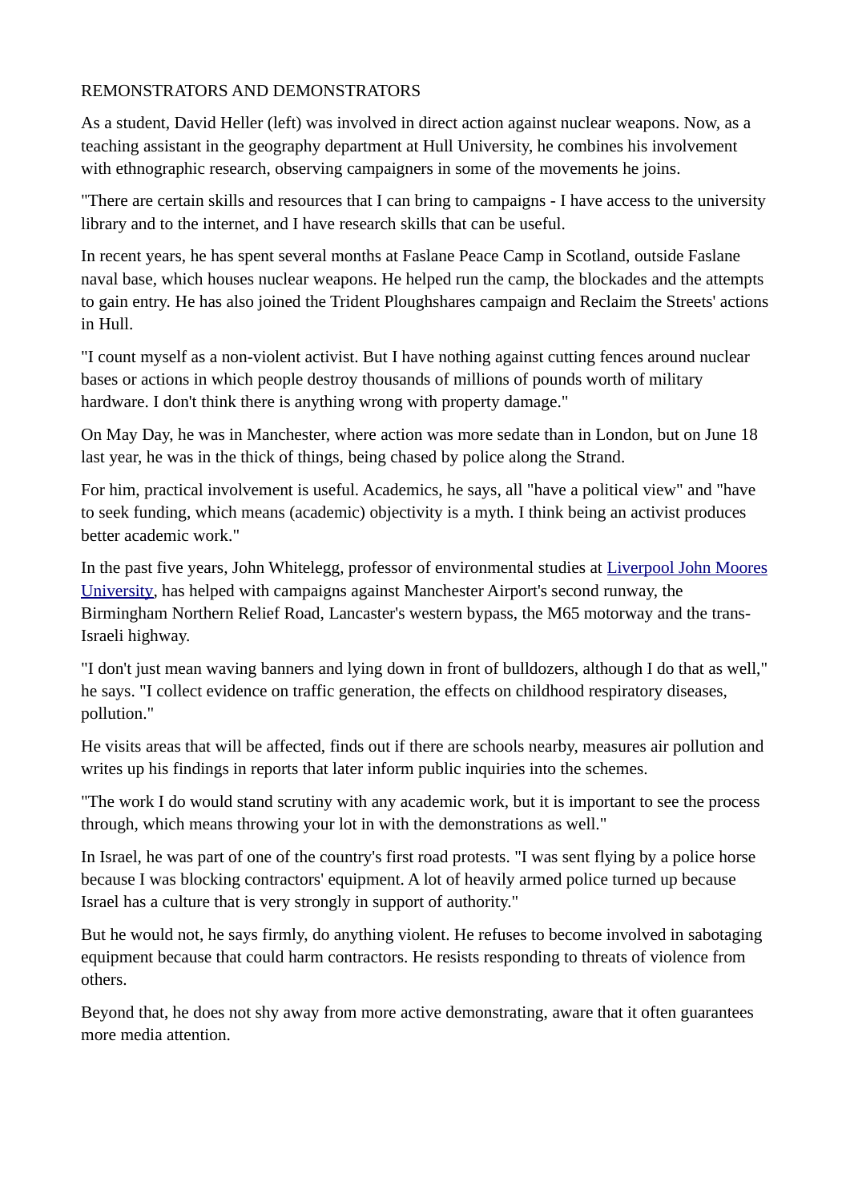REMONSTRATORS AND DEMONSTRATORS

As a student, David Heller (left) was involved in direct action against nuclear weapons. Now, as a teaching assistant in the geography department at Hull University, he combines his involvement with ethnographic research, observing campaigners in some of the movements he joins.

"There are certain skills and resources that I can bring to campaigns - I have access to the university library and to the internet, and I have research skills that can be useful.

In recent years, he has spent several months at Faslane Peace Camp in Scotland, outside Faslane naval base, which houses nuclear weapons. He helped run the camp, the blockades and the attempts to gain entry. He has also joined the Trident Ploughshares campaign and Reclaim the Streets' actions in Hull.

"I count myself as a non-violent activist. But I have nothing against cutting fences around nuclear bases or actions in which people destroy thousands of millions of pounds worth of military hardware. I don't think there is anything wrong with property damage."

On May Day, he was in Manchester, where action was more sedate than in London, but on June 18 last year, he was in the thick of things, being chased by police along the Strand.

For him, practical involvement is useful. Academics, he says, all "have a political view" and "have to seek funding, which means (academic) objectivity is a myth. I think being an activist produces better academic work."

In the past five years, John Whitelegg, professor of environmental studies at Liverpool John Moores University, has helped with campaigns against Manchester Airport's second runway, the Birmingham Northern Relief Road, Lancaster's western bypass, the M65 motorway and the trans-Israeli highway.

"I don't just mean waving banners and lying down in front of bulldozers, although I do that as well," he says. "I collect evidence on traffic generation, the effects on childhood respiratory diseases, pollution."

He visits areas that will be affected, finds out if there are schools nearby, measures air pollution and writes up his findings in reports that later inform public inquiries into the schemes.

"The work I do would stand scrutiny with any academic work, but it is important to see the process through, which means throwing your lot in with the demonstrations as well."

In Israel, he was part of one of the country's first road protests. "I was sent flying by a police horse because I was blocking contractors' equipment. A lot of heavily armed police turned up because Israel has a culture that is very strongly in support of authority."

But he would not, he says firmly, do anything violent. He refuses to become involved in sabotaging equipment because that could harm contractors. He resists responding to threats of violence from others.

Beyond that, he does not shy away from more active demonstrating, aware that it often guarantees more media attention.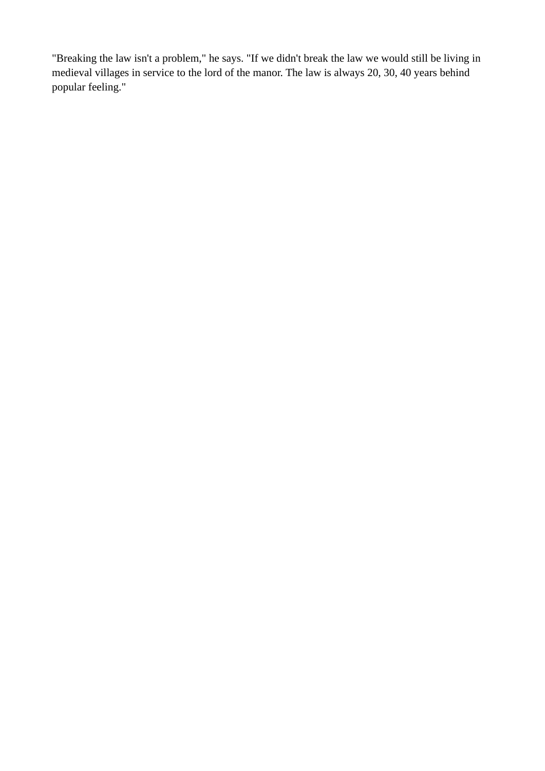"Breaking the law isn't a problem," he says. "If we didn't break the law we would still be living in medieval villages in service to the lord of the manor. The law is always 20, 30, 40 years behind popular feeling."